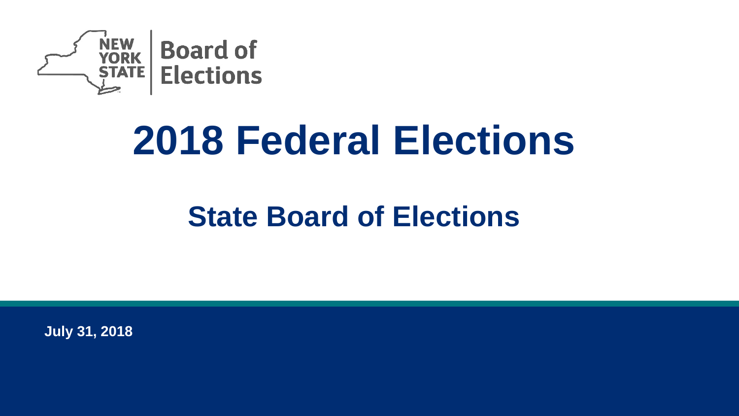NEW YORK STATE | Board of Elections

# 2018 Federal Elections

## State Board of Elections

**July 31, 2018**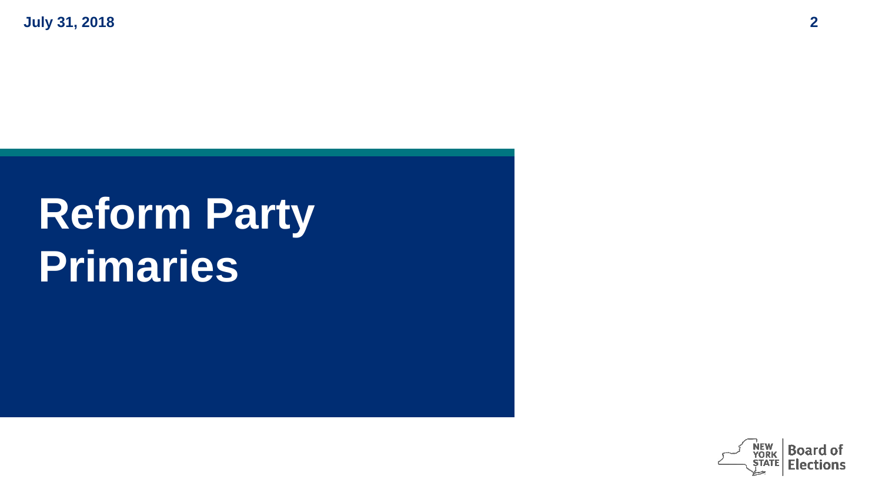# Reform Party Primaries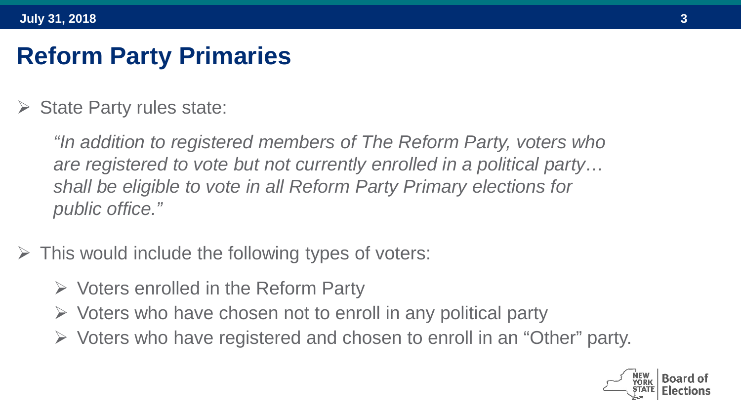# Reformm Party Primaries

- State Party rules state:

  *"In addition to registered members of The Reform Party, voters who are registered to vote but not currently enrolled in a political party… shall be eligible to vote in all Reform Party Primary elections for public office."*

- This would include the following types of voters:
  - Voters enrolled in the Reform Party
  - Voters who have chosen not to enroll in any political party
  - Voters who have registered and chosen to enroll in an "Other" party.

# Reform Party Primaries

- State Party rules state:

  *"In addition to registered members of The Reform Party, voters who are registered to vote but not currently enrolled in a political party… shall be eligible to vote in all Reform Party Primary elections for public office."*

- This would include the following types of voters:
  - Voters enrolled in the Reform Party
  - Voters who have chosen not to enroll in any political party
  - Voters who have registered and chosen to enroll in an "Other" party.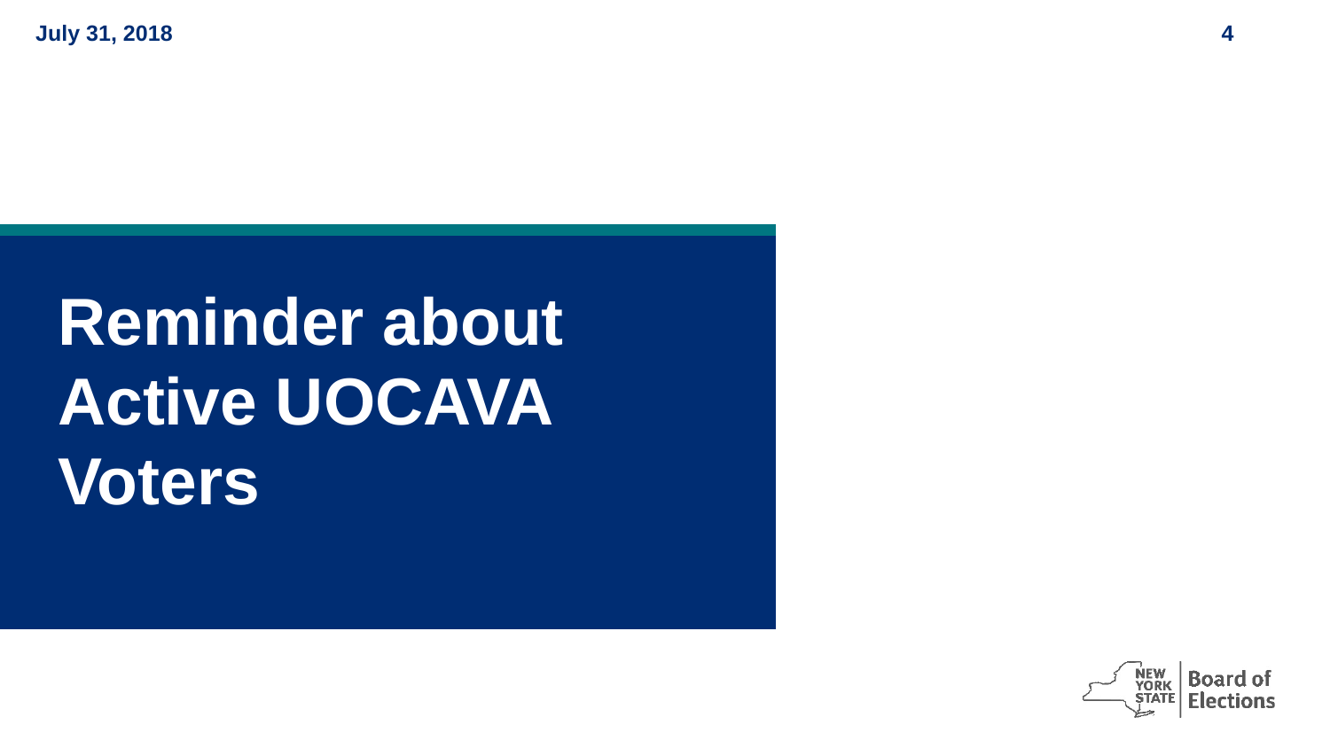# Reminder about Active UOCAVA Voters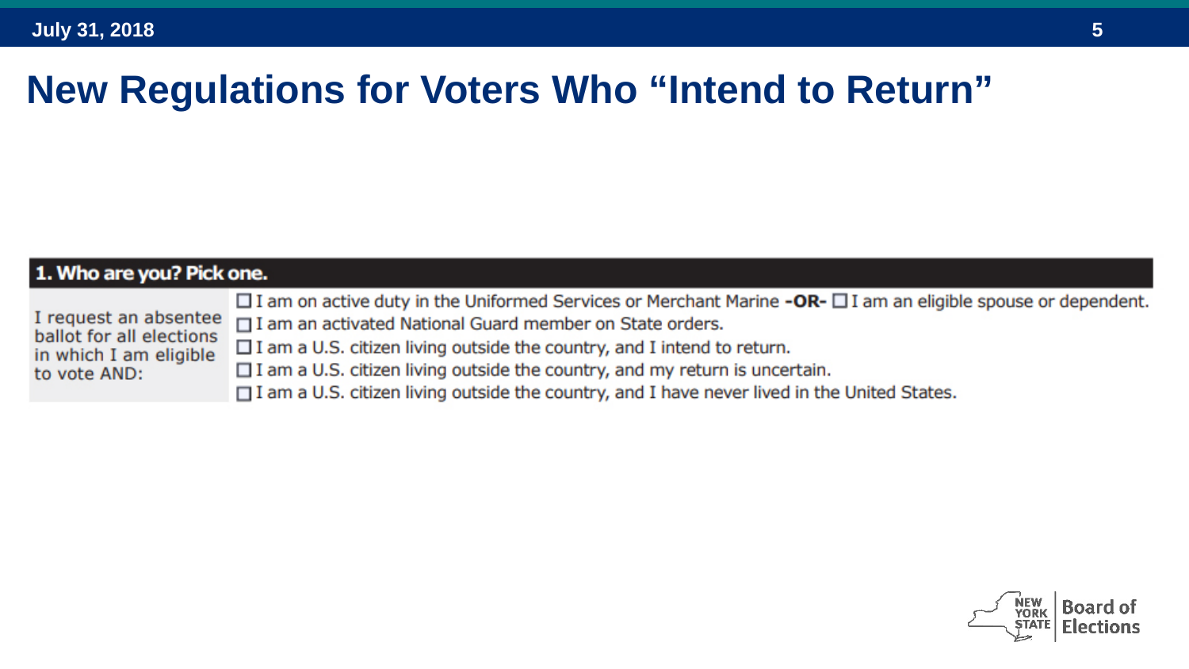# New Regulations for Voters Who "Intend to Return"

**1. Who are you? Pick one.**

I request an absentee ballot for all elections in which I am eligible to vote AND:

- ☐ I am on active duty in the Uniformed Services or Merchant Marine **-OR-** ☐ I am an eligible spouse or dependent.
- ☐ I am an activated National Guard member on State orders.
- ☐ I am a U.S. citizen living outside the country, and I intend to return.
- ☐ I am a U.S. citizen living outside the country, and my return is uncertain.
- ☐ I am a U.S. citizen living outside the country, and I have never lived in the United States.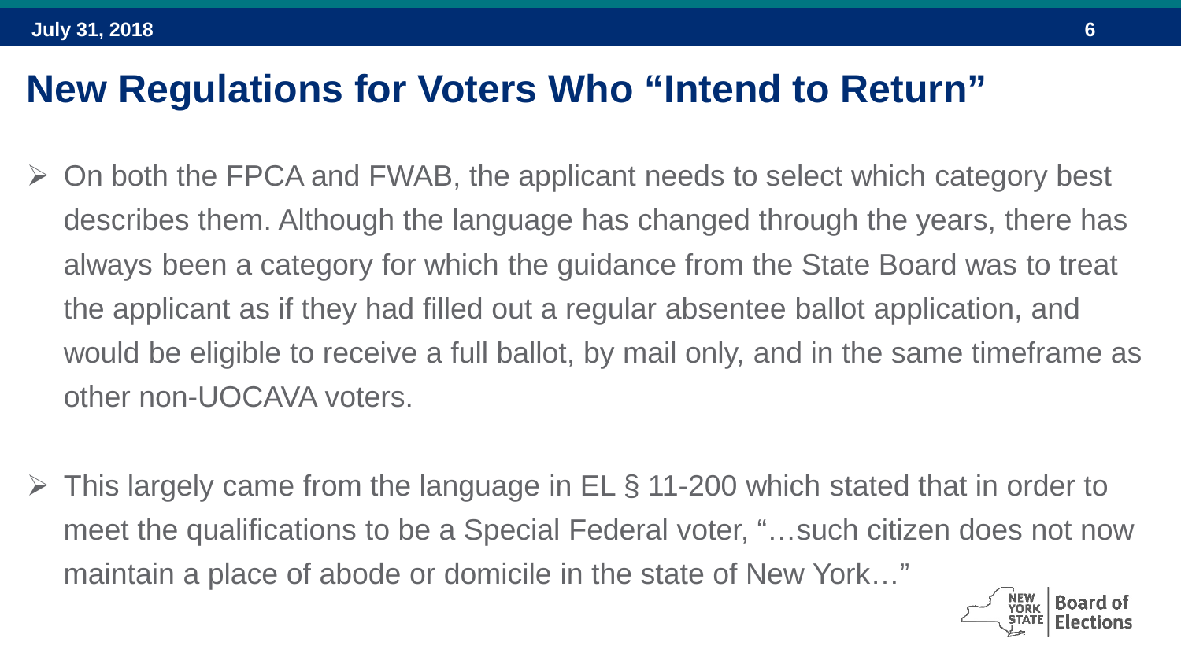# New Regulations for Voters Who "Intend to Return"

- On both the FPCA and FWAB, the applicant needs to select which category best describes them. Although the language has changed through the years, there has always been a category for which the guidance from the State Board was to treat the applicant as if they had filled out a regular absentee ballot application, and would be eligible to receive a full ballot, by mail only, and in the same timeframe as other non-UOCAVA voters.

- This largely came from the language in EL § 11-200 which stated that in order to meet the qualifications to be a Special Federal voter, "…such citizen does not now maintain a place of abode or domicile in the state of New York…"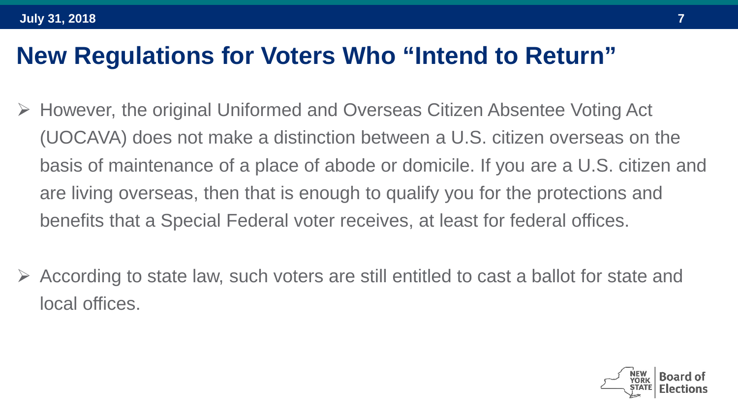# New Regulations for Voters Who "Intend to Return"

- However, the original Uniformed and Overseas Citizen Absentee Voting Act (UOCAVA) does not make a distinction between a U.S. citizen overseas on the basis of maintenance of a place of abode or domicile. If you are a U.S. citizen and are living overseas, then that is enough to qualify you for the protections and benefits that a Special Federal voter receives, at least for federal offices.

- According to state law, such voters are still entitled to cast a ballot for state and local offices.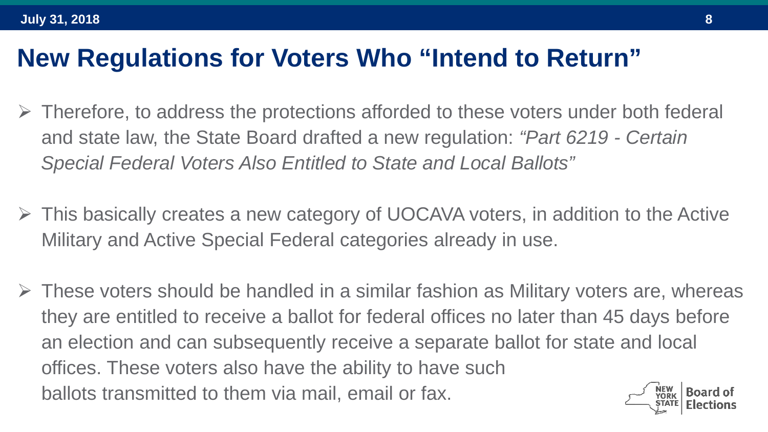# New Regulations for Voters Who "Intend to Return"

- Therefore, to address the protections afforded to these voters under both federal and state law, the State Board drafted a new regulation: *"Part 6219 - Certain Special Federal Voters Also Entitled to State and Local Ballots"*

- This basically creates a new category of UOCAVA voters, in addition to the Active Military and Active Special Federal categories already in use.

- These voters should be handled in a similar fashion as Military voters are, whereas they are entitled to receive a ballot for federal offices no later than 45 days before an election and can subsequently receive a separate ballot for state and local offices. These voters also have the ability to have such ballots transmitted to them via mail, email or fax.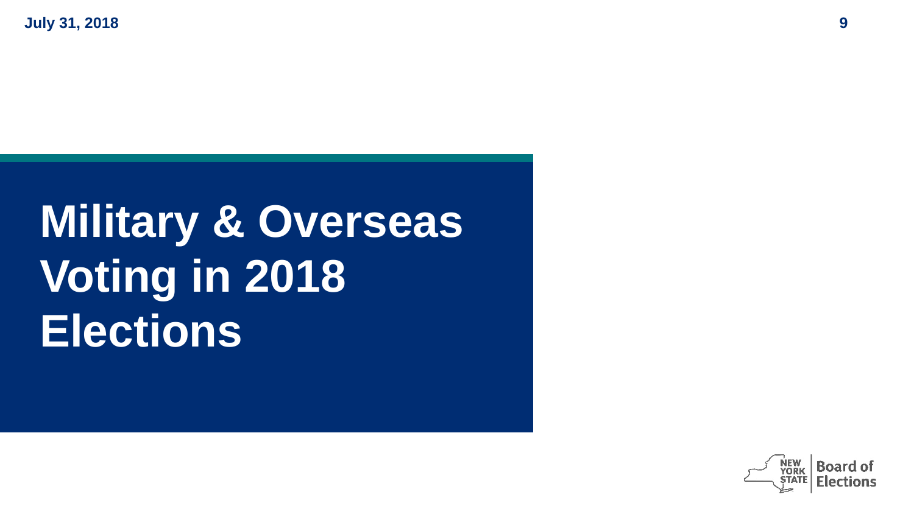# Military & Overseas Voting in 2018 Elections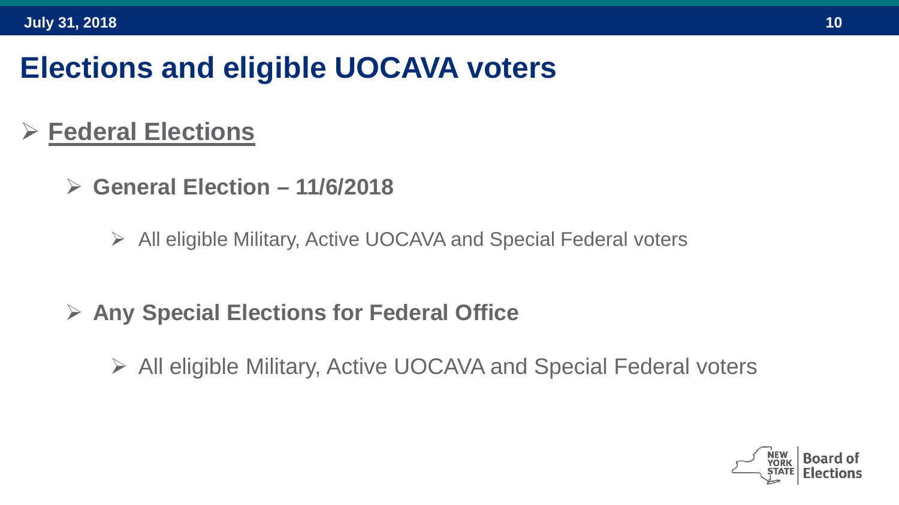# Elections and eligible UOCAVA voters

- **Federal Elections**
  - **General Election – 11/6/2018**
    - All eligible Military, Active UOCAVA and Special Federal voters
  - **Any Special Elections for Federal Office**
    - All eligible Military, Active UOCAVA and Special Federal voters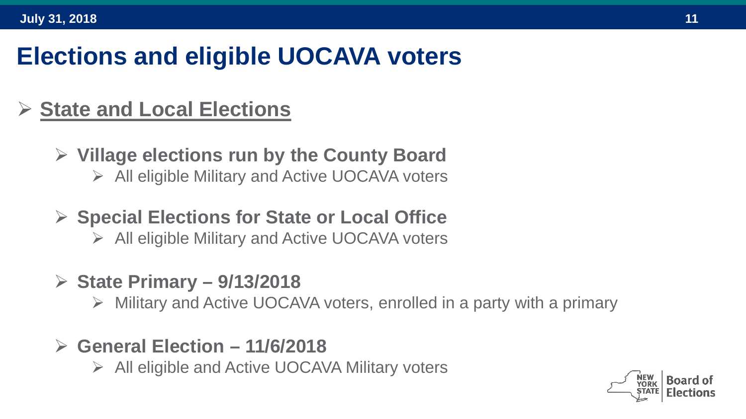# Elections and eligible UOCAVA voters

- **State and Local Elections**
  - **Village elections run by the County Board**
    - All eligible Military and Active UOCAVA voters
  - **Special Elections for State or Local Office**
    - All eligible Military and Active UOCAVA voters
  - **State Primary – 9/13/2018**
    - Military and Active UOCAVA voters, enrolled in a party with a primary
  - **General Election – 11/6/2018**
    - All eligible and Active UOCAVA Military voters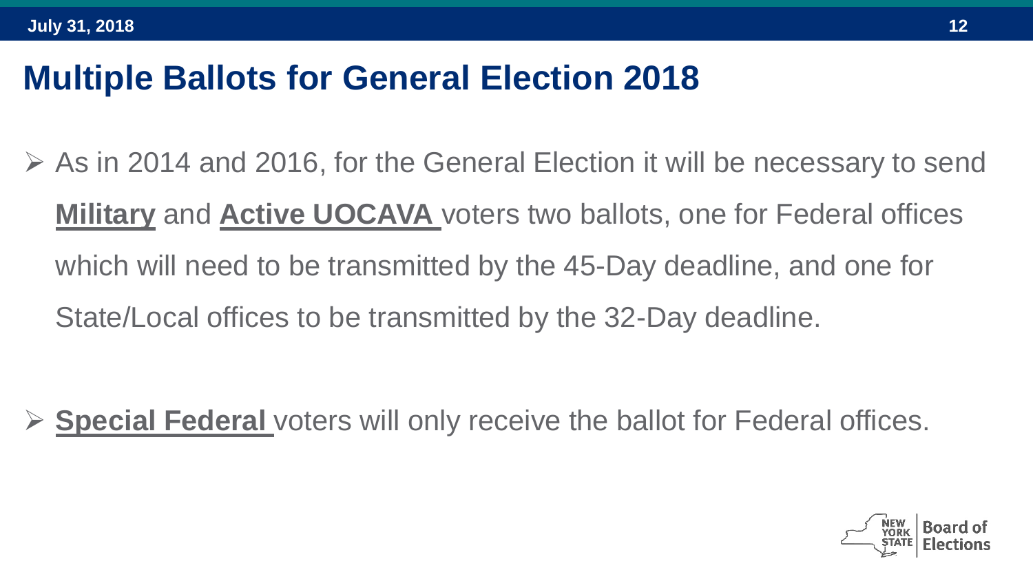# Multiple Ballots for General Election 2018

- As in 2014 and 2016, for the General Election it will be necessary to send **Military** and **Active UOCAVA** voters two ballots, one for Federal offices which will need to be transmitted by the 45-Day deadline, and one for State/Local offices to be transmitted by the 32-Day deadline.

- **Special Federal** voters will only receive the ballot for Federal offices.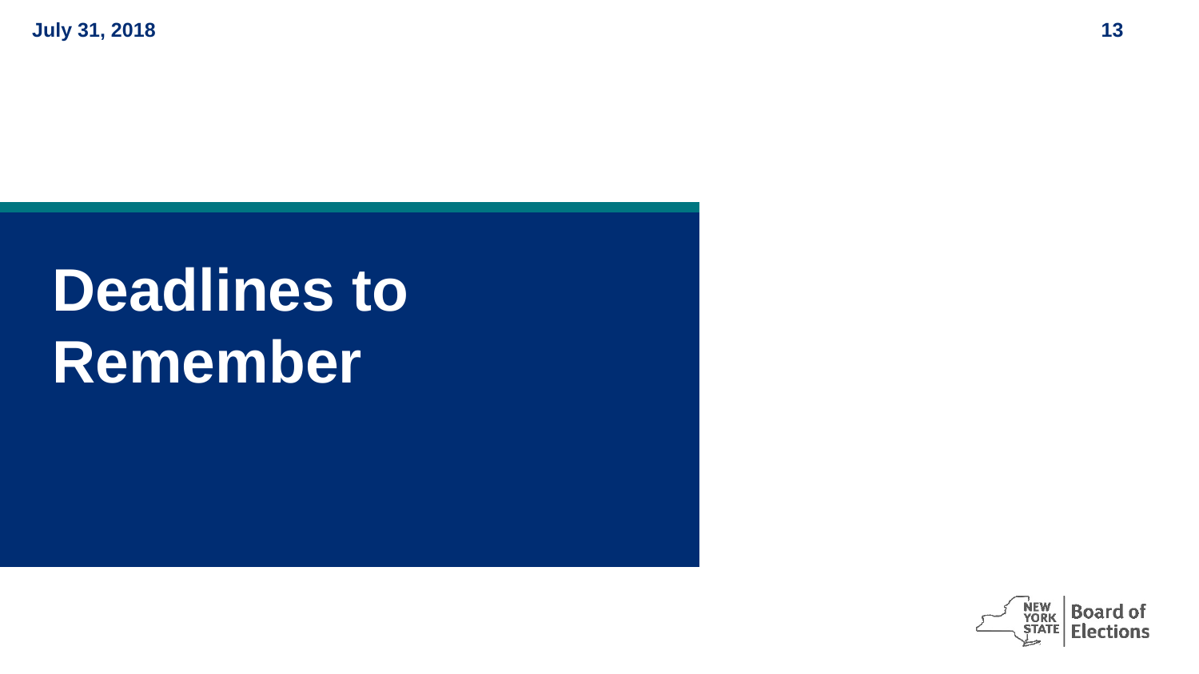# Deadlines to Remember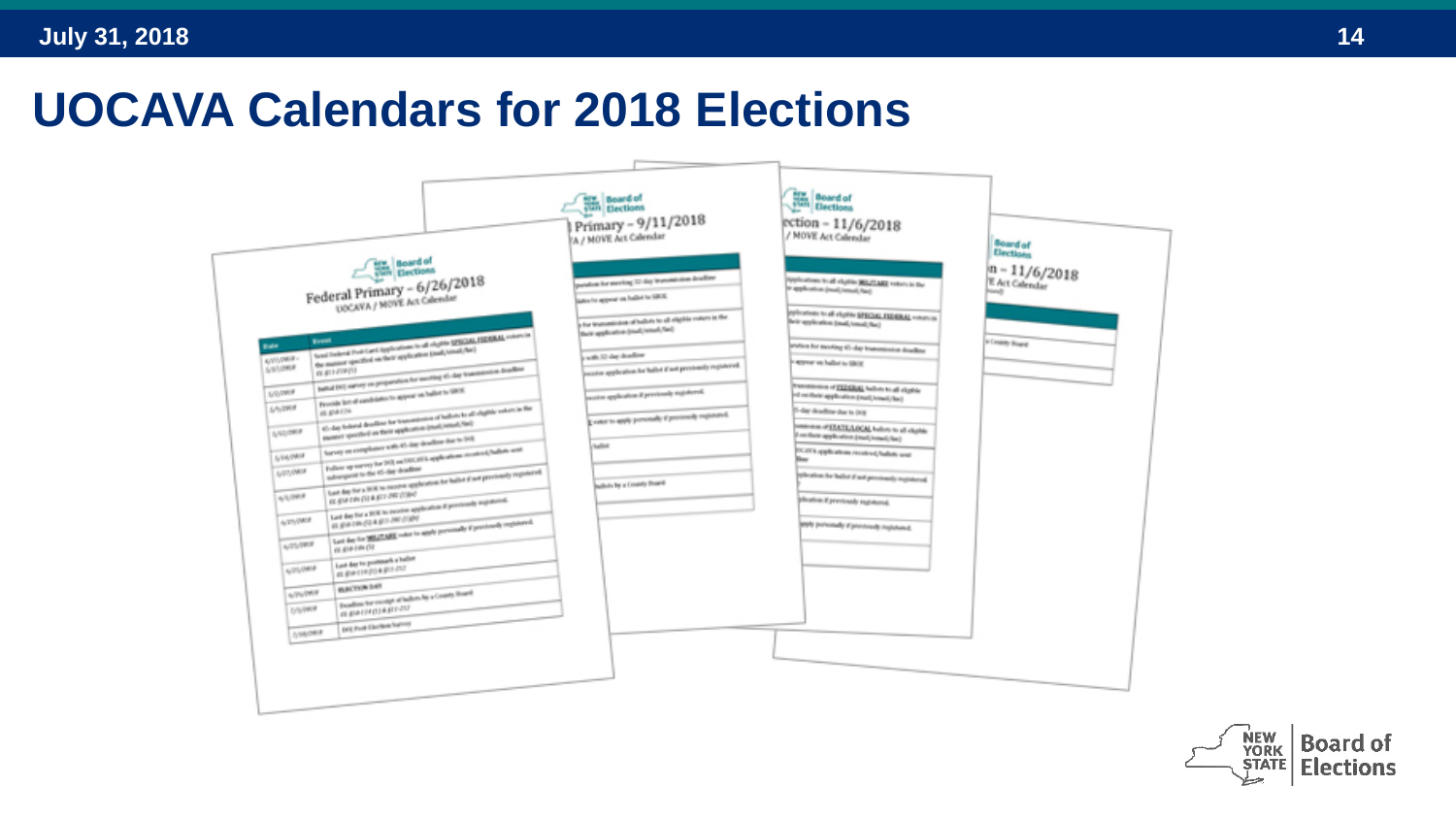# UOCAVA Calendars for 2018 Elections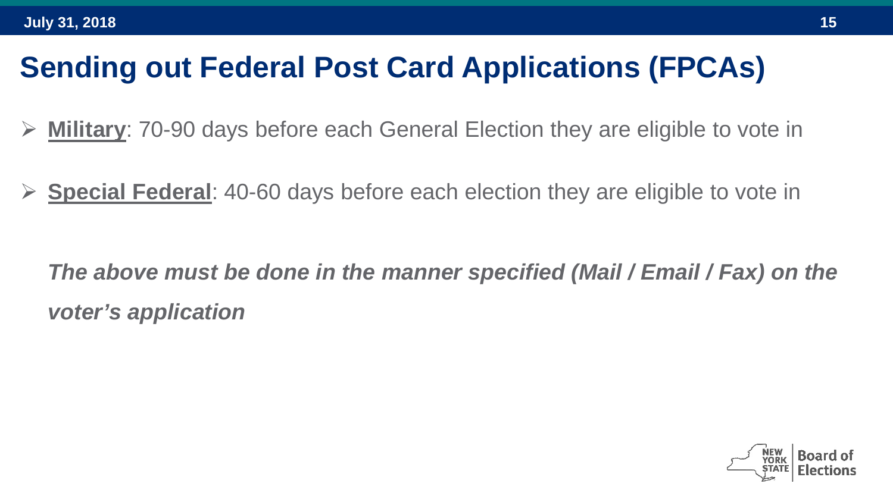# Sending out Federal Post Card Applications (FPCAs)

- **Military**: 70-90 days before each General Election they are eligible to vote in
- **Special Federal**: 40-60 days before each election they are eligible to vote in

***The above must be done in the manner specified (Mail / Email / Fax) on the voter's application***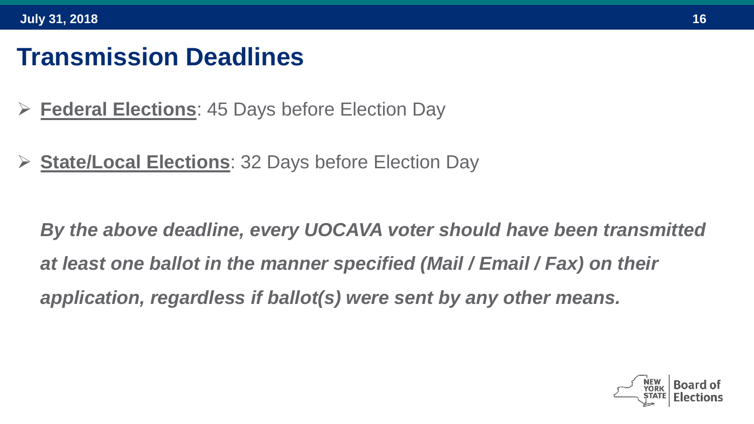# Transmission Deadlines

- **Federal Elections**: 45 Days before Election Day
- **State/Local Elections**: 32 Days before Election Day

***By the above deadline, every UOCAVA voter should have been transmitted at least one ballot in the manner specified (Mail / Email / Fax) on their application, regardless if ballot(s) were sent by any other means.***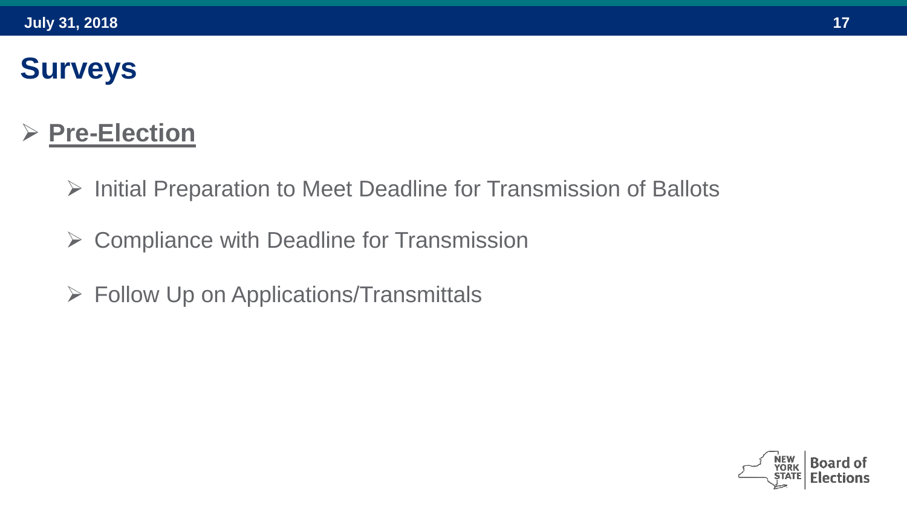# Surveys

- **Pre-Election**
  - Initial Preparation to Meet Deadline for Transmission of Ballots
  - Compliance with Deadline for Transmission
  - Follow Up on Applications/Transmittals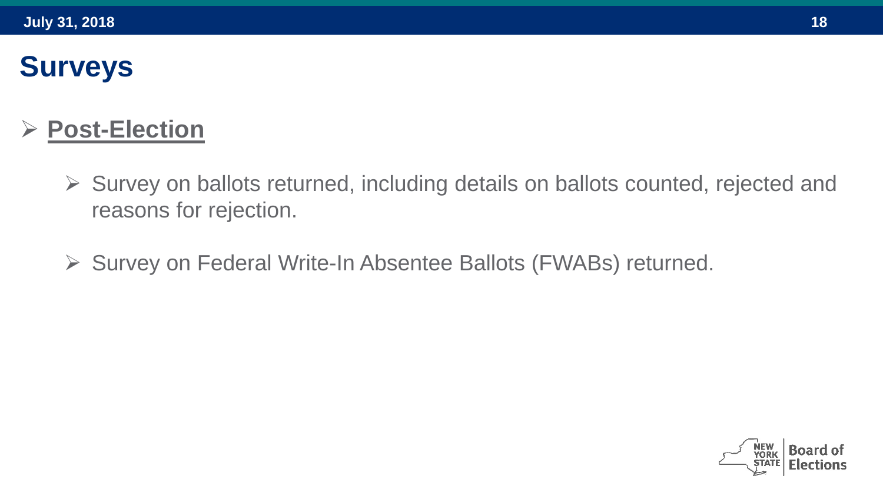# Surveys

- **Post-Election**
  - Survey on ballots returned, including details on ballots counted, rejected and reasons for rejection.
  - Survey on Federal Write-In Absentee Ballots (FWABs) returned.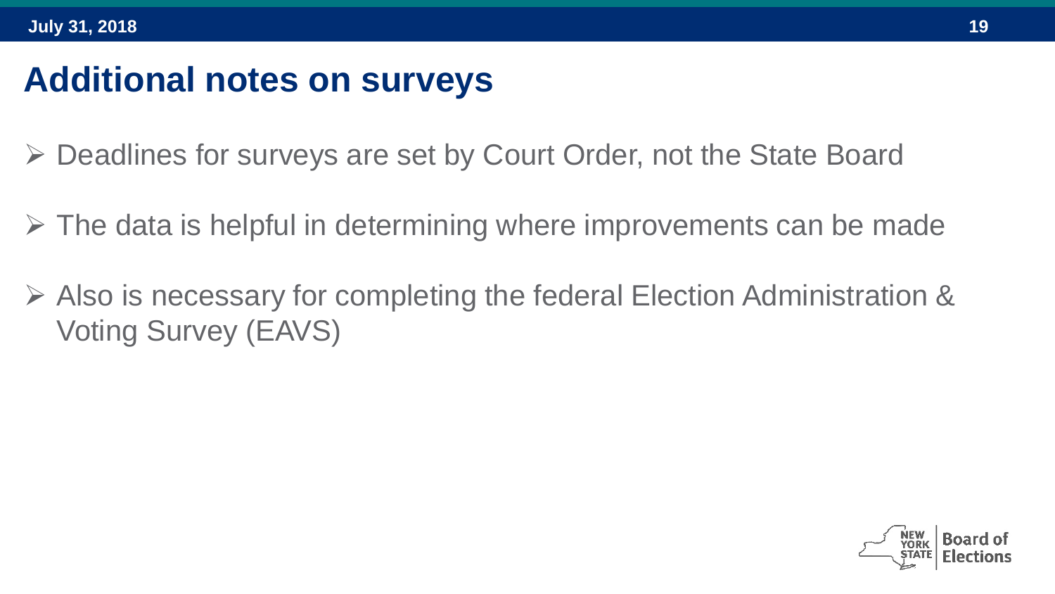# Additional notes on surveys

- Deadlines for surveys are set by Court Order, not the State Board
- The data is helpful in determining where improvements can be made
- Also is necessary for completing the federal Election Administration & Voting Survey (EAVS)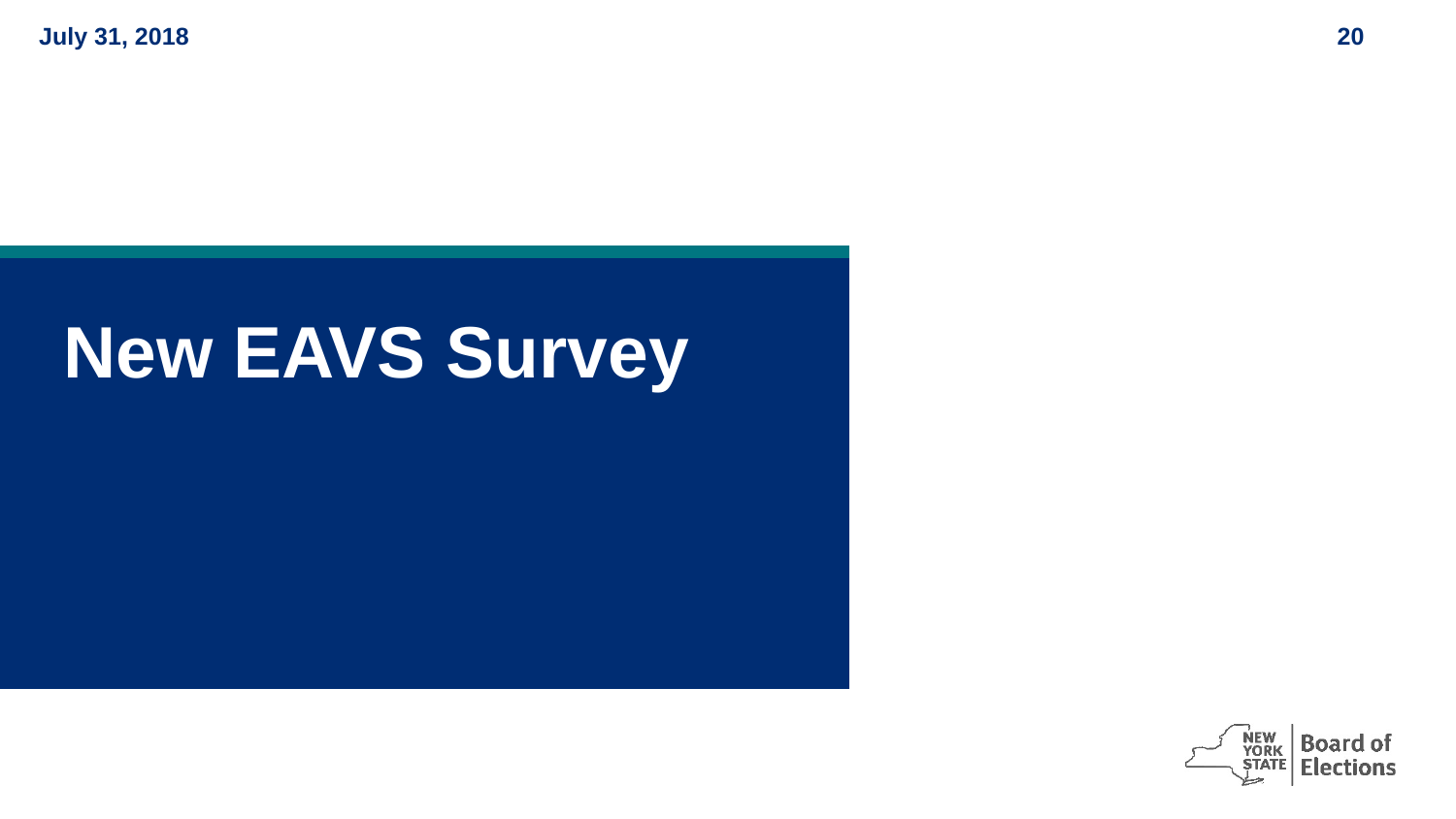# New EAVS Survey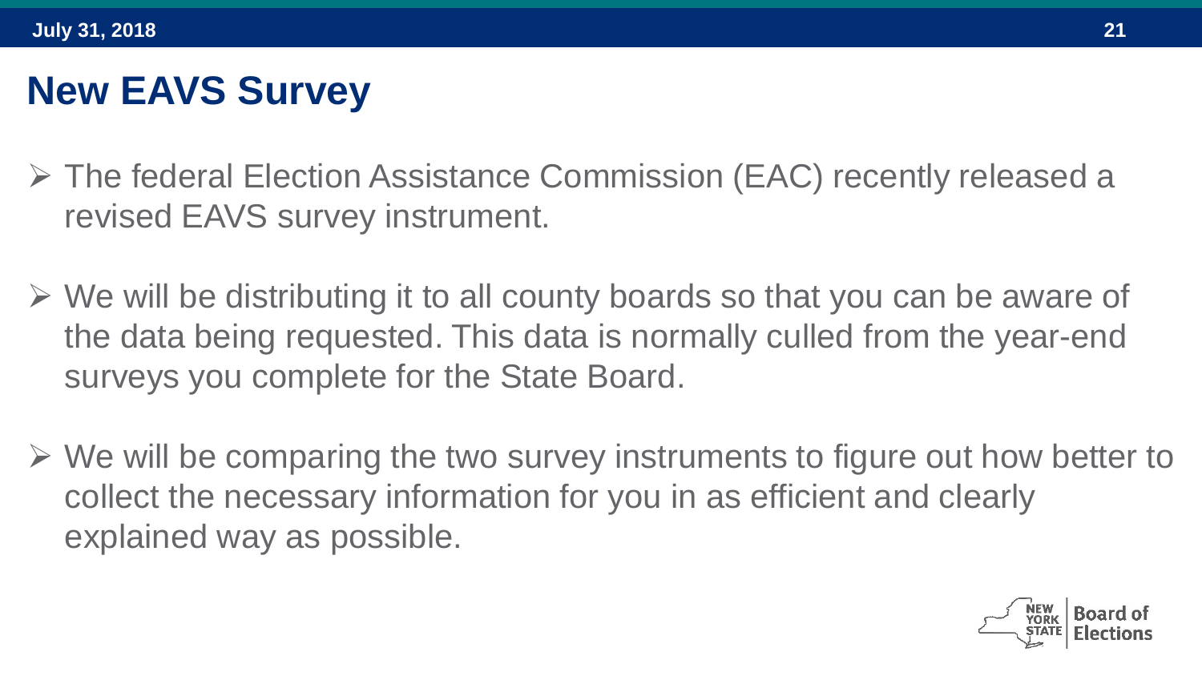# New EAVS Survey

- The federal Election Assistance Commission (EAC) recently released a revised EAVS survey instrument.
- We will be distributing it to all county boards so that you can be aware of the data being requested. This data is normally culled from the year-end surveys you complete for the State Board.
- We will be comparing the two survey instruments to figure out how better to collect the necessary information for you in as efficient and clearly explained way as possible.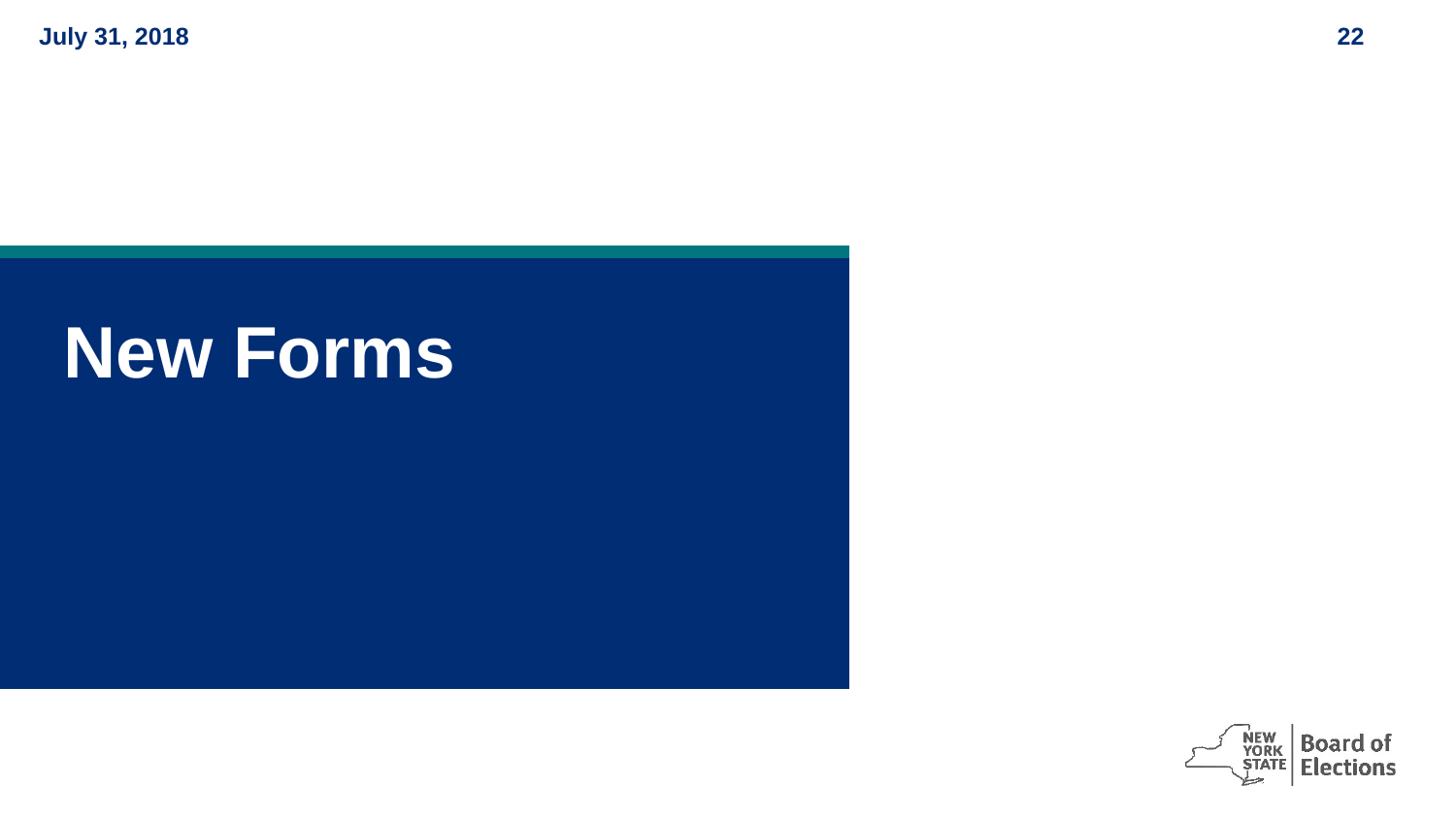# New Forms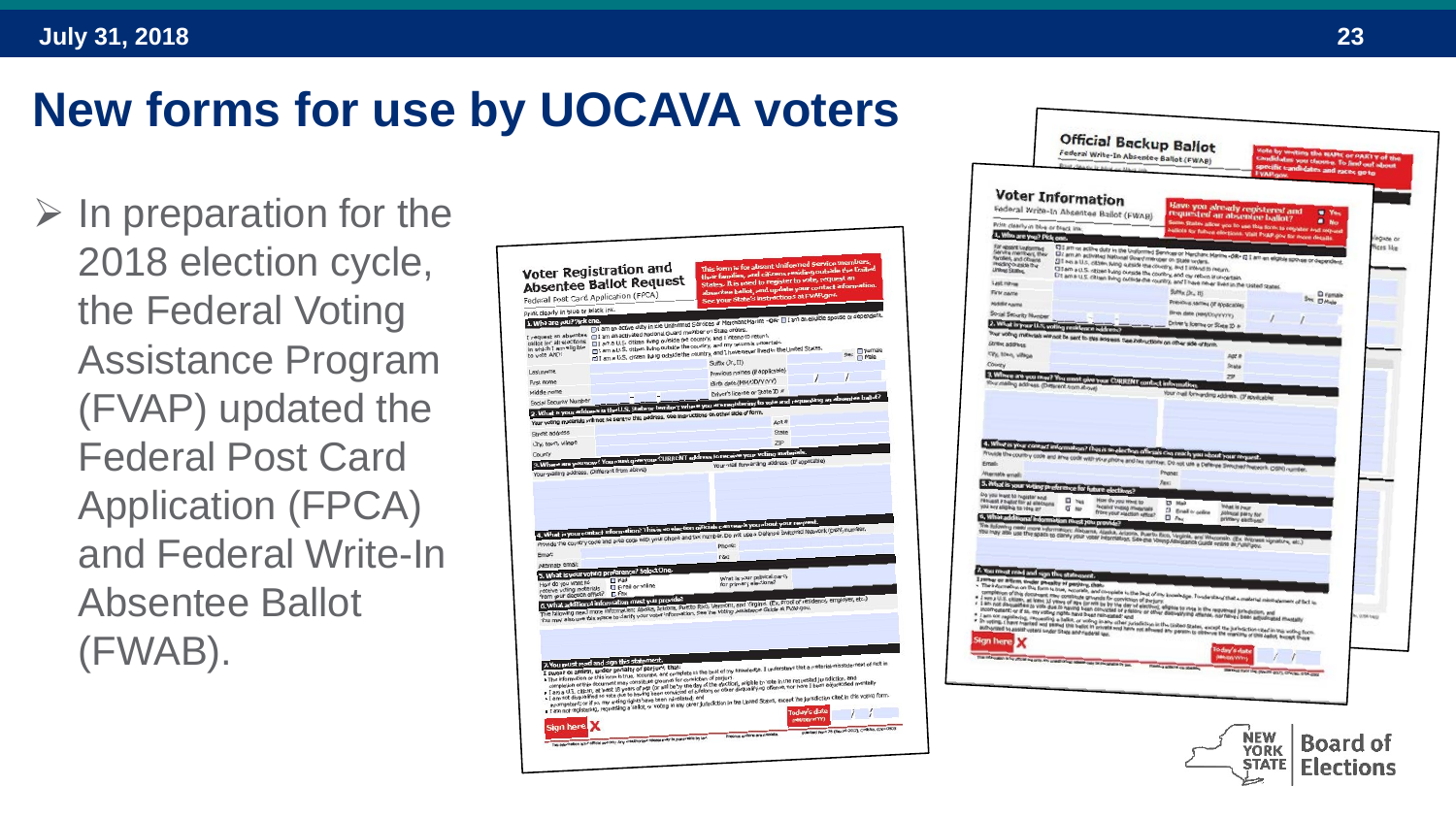# New forms for use by UOCAVA voters

- In preparation for the 2018 election cycle, the Federal Voting Assistance Program (FVAP) updated the Federal Post Card Application (FPCA) and Federal Write-In Absentee Ballot (FWAB).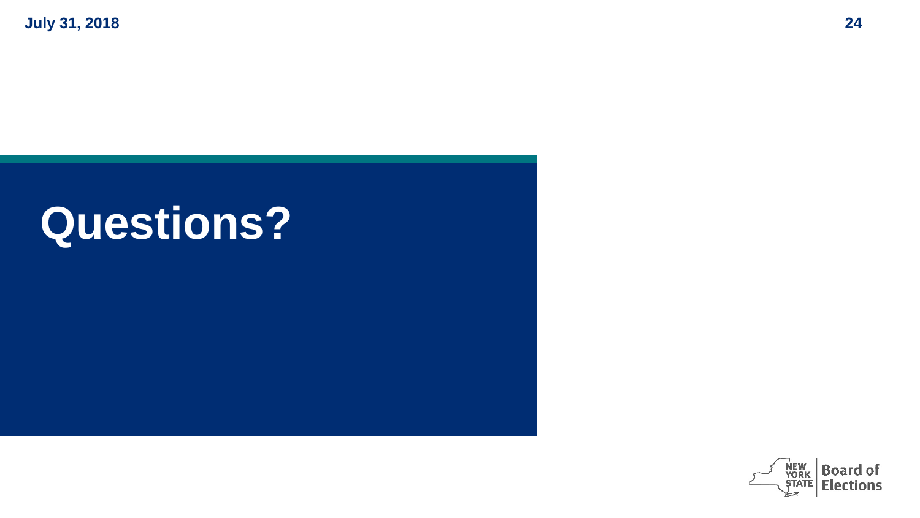# Questions?